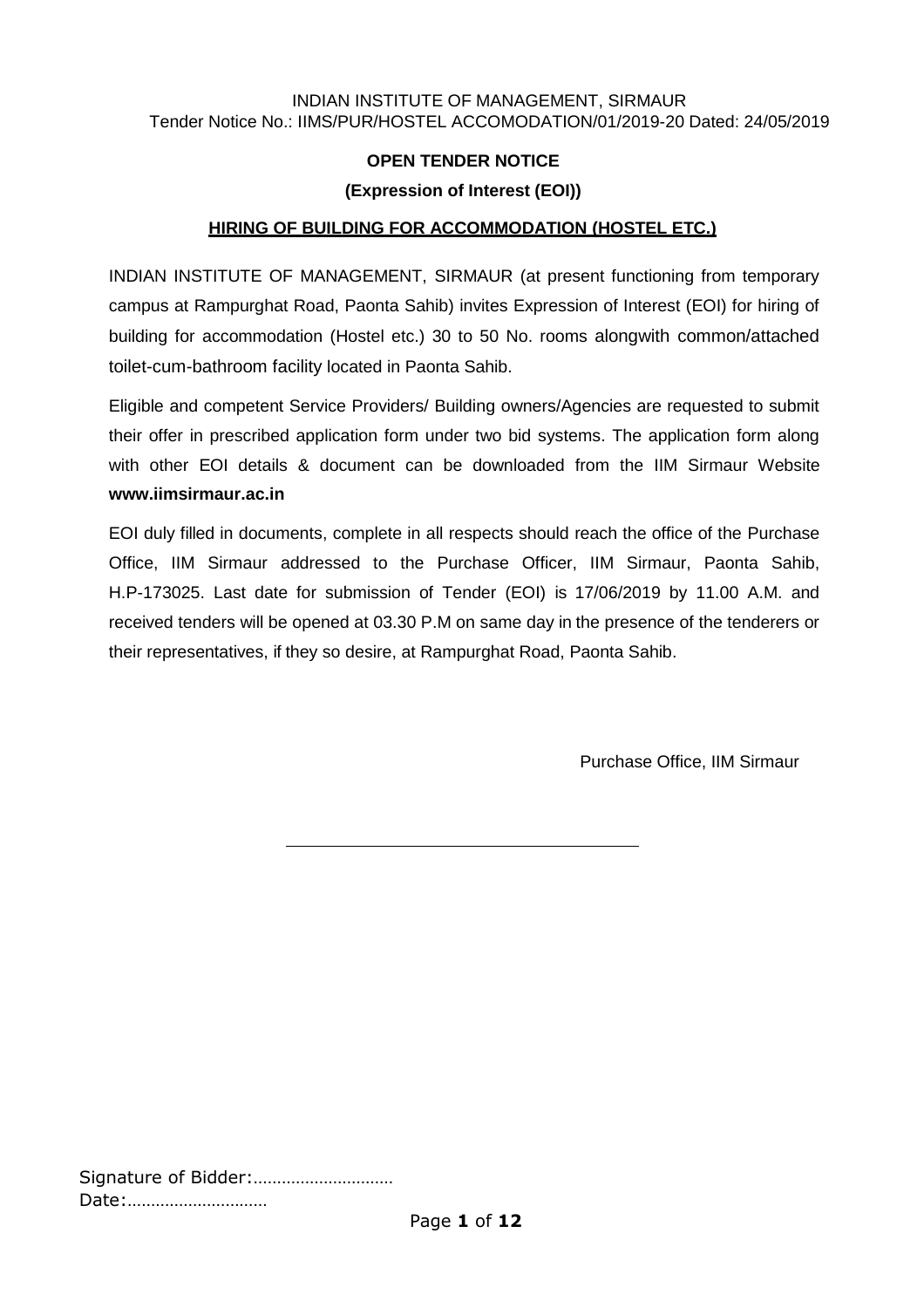INDIAN INSTITUTE OF MANAGEMENT, SIRMAUR
Tender Notice No.: IIMS/PUR/HOSTEL ACCOMODATION/01/2019-20 Dated: 24/05/2019

# OPEN TENDER NOTICE

## (Expression of Interest (EOI))

## HIRING OF BUILDING FOR ACCOMMODATION (HOSTEL ETC.)

INDIAN INSTITUTE OF MANAGEMENT, SIRMAUR (at present functioning from temporary campus at Rampurghat Road, Paonta Sahib) invites Expression of Interest (EOI) for hiring of building for accommodation (Hostel etc.) 30 to 50 No. rooms alongwith common/attached toilet-cum-bathroom facility located in Paonta Sahib.

Eligible and competent Service Providers/ Building owners/Agencies are requested to submit their offer in prescribed application form under two bid systems. The application form along with other EOI details & document can be downloaded from the IIM Sirmaur Website **www.iimsirmaur.ac.in**

EOI duly filled in documents, complete in all respects should reach the office of the Purchase Office, IIM Sirmaur addressed to the Purchase Officer, IIM Sirmaur, Paonta Sahib, H.P-173025. Last date for submission of Tender (EOI) is 17/06/2019 by 11.00 A.M. and received tenders will be opened at 03.30 P.M on same day in the presence of the tenderers or their representatives, if they so desire, at Rampurghat Road, Paonta Sahib.

Purchase Office, IIM Sirmaur

---

Signature of Bidder:............................
Date:............................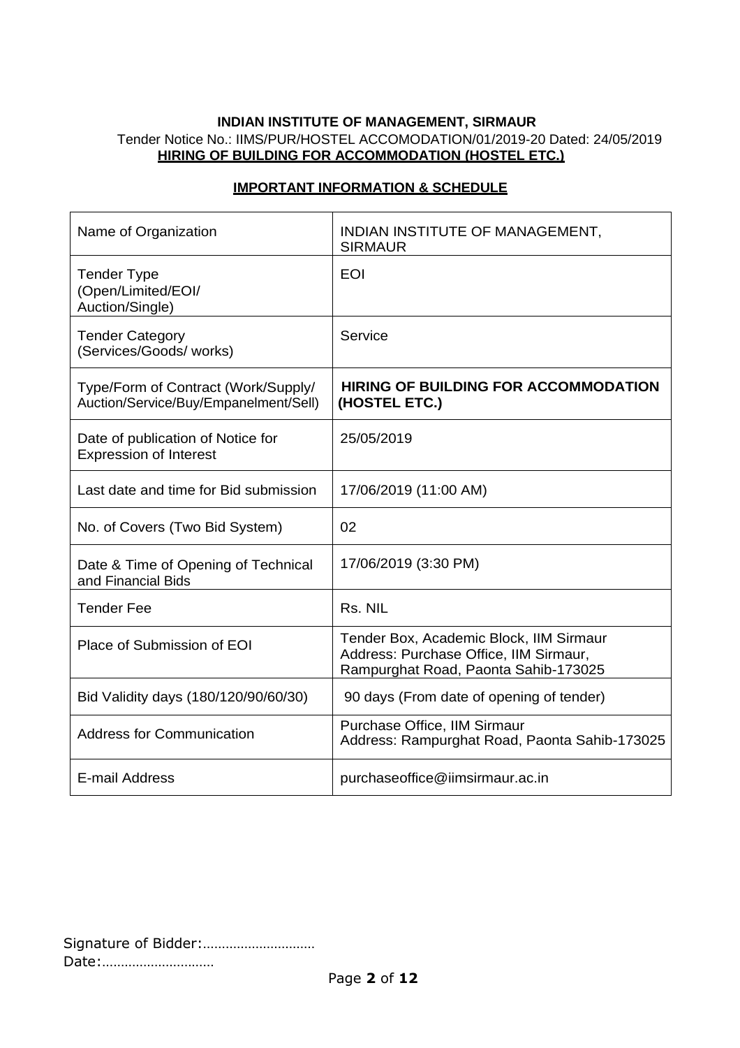**INDIAN INSTITUTE OF MANAGEMENT, SIRMAUR**

Tender Notice No.: IIMS/PUR/HOSTEL ACCOMODATION/01/2019-20 Dated: 24/05/2019

**HIRING OF BUILDING FOR ACCOMMODATION (HOSTEL ETC.)**

**IMPORTANT INFORMATION & SCHEDULE**

| | |
|---|---|
| Name of Organization | INDIAN INSTITUTE OF MANAGEMENT, SIRMAUR |
| Tender Type (Open/Limited/EOI/ Auction/Single) | EOI |
| Tender Category (Services/Goods/ works) | Service |
| Type/Form of Contract (Work/Supply/ Auction/Service/Buy/Empanelment/Sell) | **HIRING OF BUILDING FOR ACCOMMODATION (HOSTEL ETC.)** |
| Date of publication of Notice for Expression of Interest | 25/05/2019 |
| Last date and time for Bid submission | 17/06/2019 (11:00 AM) |
| No. of Covers (Two Bid System) | 02 |
| Date & Time of Opening of Technical and Financial Bids | 17/06/2019 (3:30 PM) |
| Tender Fee | Rs. NIL |
| Place of Submission of EOI | Tender Box, Academic Block, IIM Sirmaur Address: Purchase Office, IIM Sirmaur, Rampurghat Road, Paonta Sahib-173025 |
| Bid Validity days (180/120/90/60/30) | 90 days (From date of opening of tender) |
| Address for Communication | Purchase Office, IIM Sirmaur Address: Rampurghat Road, Paonta Sahib-173025 |
| E-mail Address | purchaseoffice@iimsirmaur.ac.in |

Signature of Bidder:...........................

Date:...........................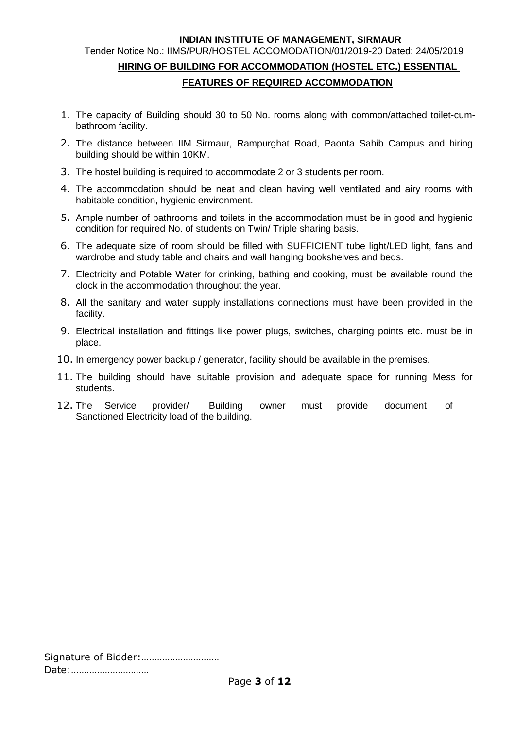**INDIAN INSTITUTE OF MANAGEMENT, SIRMAUR**

Tender Notice No.: IIMS/PUR/HOSTEL ACCOMODATION/01/2019-20 Dated: 24/05/2019

**HIRING OF BUILDING FOR ACCOMMODATION (HOSTEL ETC.) ESSENTIAL FEATURES OF REQUIRED ACCOMMODATION**

1. The capacity of Building should 30 to 50 No. rooms along with common/attached toilet-cum-bathroom facility.
2. The distance between IIM Sirmaur, Rampurghat Road, Paonta Sahib Campus and hiring building should be within 10KM.
3. The hostel building is required to accommodate 2 or 3 students per room.
4. The accommodation should be neat and clean having well ventilated and airy rooms with habitable condition, hygienic environment.
5. Ample number of bathrooms and toilets in the accommodation must be in good and hygienic condition for required No. of students on Twin/ Triple sharing basis.
6. The adequate size of room should be filled with SUFFICIENT tube light/LED light, fans and wardrobe and study table and chairs and wall hanging bookshelves and beds.
7. Electricity and Potable Water for drinking, bathing and cooking, must be available round the clock in the accommodation throughout the year.
8. All the sanitary and water supply installations connections must have been provided in the facility.
9. Electrical installation and fittings like power plugs, switches, charging points etc. must be in place.
10. In emergency power backup / generator, facility should be available in the premises.
11. The building should have suitable provision and adequate space for running Mess for students.
12. The Service provider/ Building owner must provide document of Sanctioned Electricity load of the building.

Signature of Bidder:.............................

Date:.............................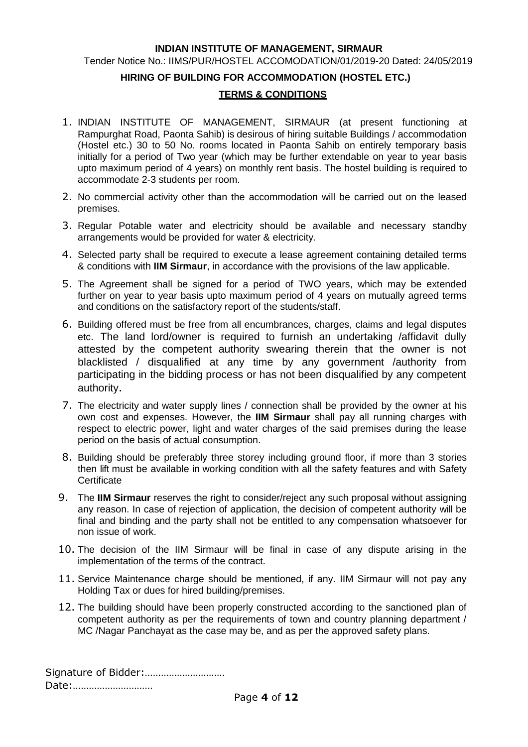**INDIAN INSTITUTE OF MANAGEMENT, SIRMAUR**

Tender Notice No.: IIMS/PUR/HOSTEL ACCOMODATION/01/2019-20 Dated: 24/05/2019

**HIRING OF BUILDING FOR ACCOMMODATION (HOSTEL ETC.)**

**TERMS & CONDITIONS**

1. INDIAN INSTITUTE OF MANAGEMENT, SIRMAUR (at present functioning at Rampurghat Road, Paonta Sahib) is desirous of hiring suitable Buildings / accommodation (Hostel etc.) 30 to 50 No. rooms located in Paonta Sahib on entirely temporary basis initially for a period of Two year (which may be further extendable on year to year basis upto maximum period of 4 years) on monthly rent basis. The hostel building is required to accommodate 2-3 students per room.
2. No commercial activity other than the accommodation will be carried out on the leased premises.
3. Regular Potable water and electricity should be available and necessary standby arrangements would be provided for water & electricity.
4. Selected party shall be required to execute a lease agreement containing detailed terms & conditions with **IIM Sirmaur**, in accordance with the provisions of the law applicable.
5. The Agreement shall be signed for a period of TWO years, which may be extended further on year to year basis upto maximum period of 4 years on mutually agreed terms and conditions on the satisfactory report of the students/staff.
6. Building offered must be free from all encumbrances, charges, claims and legal disputes etc. The land lord/owner is required to furnish an undertaking /affidavit dully attested by the competent authority swearing therein that the owner is not blacklisted / disqualified at any time by any government /authority from participating in the bidding process or has not been disqualified by any competent authority.
7. The electricity and water supply lines / connection shall be provided by the owner at his own cost and expenses. However, the **IIM Sirmaur** shall pay all running charges with respect to electric power, light and water charges of the said premises during the lease period on the basis of actual consumption.
8. Building should be preferably three storey including ground floor, if more than 3 stories then lift must be available in working condition with all the safety features and with Safety Certificate
9. The **IIM Sirmaur** reserves the right to consider/reject any such proposal without assigning any reason. In case of rejection of application, the decision of competent authority will be final and binding and the party shall not be entitled to any compensation whatsoever for non issue of work.
10. The decision of the IIM Sirmaur will be final in case of any dispute arising in the implementation of the terms of the contract.
11. Service Maintenance charge should be mentioned, if any. IIM Sirmaur will not pay any Holding Tax or dues for hired building/premises.
12. The building should have been properly constructed according to the sanctioned plan of competent authority as per the requirements of town and country planning department / MC /Nagar Panchayat as the case may be, and as per the approved safety plans.

Signature of Bidder:..............................

Date:..............................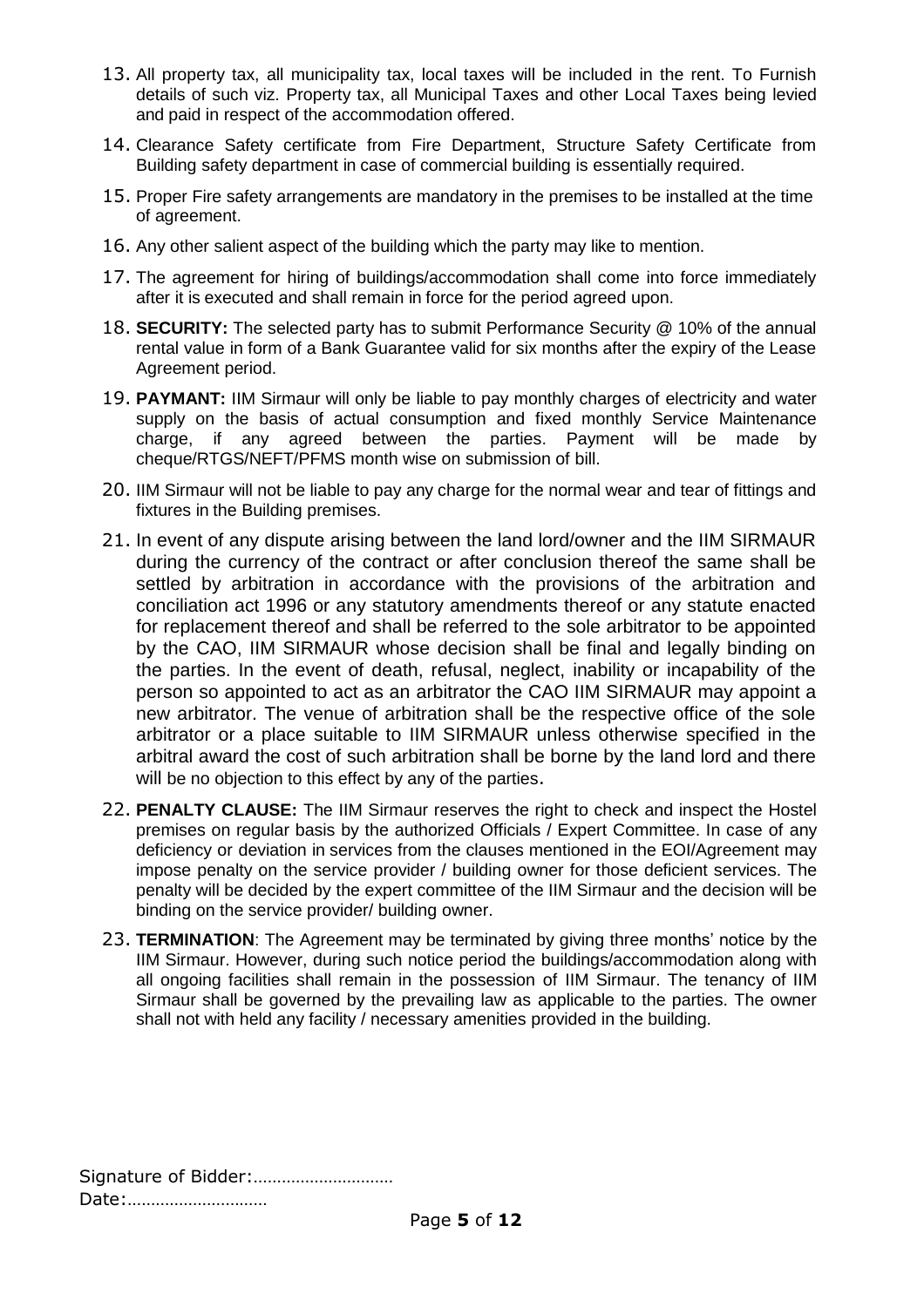13. All property tax, all municipality tax, local taxes will be included in the rent. To Furnish details of such viz. Property tax, all Municipal Taxes and other Local Taxes being levied and paid in respect of the accommodation offered.

14. Clearance Safety certificate from Fire Department, Structure Safety Certificate from Building safety department in case of commercial building is essentially required.

15. Proper Fire safety arrangements are mandatory in the premises to be installed at the time of agreement.

16. Any other salient aspect of the building which the party may like to mention.

17. The agreement for hiring of buildings/accommodation shall come into force immediately after it is executed and shall remain in force for the period agreed upon.

18. **SECURITY:** The selected party has to submit Performance Security @ 10% of the annual rental value in form of a Bank Guarantee valid for six months after the expiry of the Lease Agreement period.

19. **PAYMANT:** IIM Sirmaur will only be liable to pay monthly charges of electricity and water supply on the basis of actual consumption and fixed monthly Service Maintenance charge, if any agreed between the parties. Payment will be made by cheque/RTGS/NEFT/PFMS month wise on submission of bill.

20. IIM Sirmaur will not be liable to pay any charge for the normal wear and tear of fittings and fixtures in the Building premises.

21. In event of any dispute arising between the land lord/owner and the IIM SIRMAUR during the currency of the contract or after conclusion thereof the same shall be settled by arbitration in accordance with the provisions of the arbitration and conciliation act 1996 or any statutory amendments thereof or any statute enacted for replacement thereof and shall be referred to the sole arbitrator to be appointed by the CAO, IIM SIRMAUR whose decision shall be final and legally binding on the parties. In the event of death, refusal, neglect, inability or incapability of the person so appointed to act as an arbitrator the CAO IIM SIRMAUR may appoint a new arbitrator. The venue of arbitration shall be the respective office of the sole arbitrator or a place suitable to IIM SIRMAUR unless otherwise specified in the arbitral award the cost of such arbitration shall be borne by the land lord and there will be no objection to this effect by any of the parties.

22. **PENALTY CLAUSE:** The IIM Sirmaur reserves the right to check and inspect the Hostel premises on regular basis by the authorized Officials / Expert Committee. In case of any deficiency or deviation in services from the clauses mentioned in the EOI/Agreement may impose penalty on the service provider / building owner for those deficient services. The penalty will be decided by the expert committee of the IIM Sirmaur and the decision will be binding on the service provider/ building owner.

23. **TERMINATION**: The Agreement may be terminated by giving three months' notice by the IIM Sirmaur. However, during such notice period the buildings/accommodation along with all ongoing facilities shall remain in the possession of IIM Sirmaur. The tenancy of IIM Sirmaur shall be governed by the prevailing law as applicable to the parties. The owner shall not with held any facility / necessary amenities provided in the building.

Signature of Bidder:..............................
Date:..............................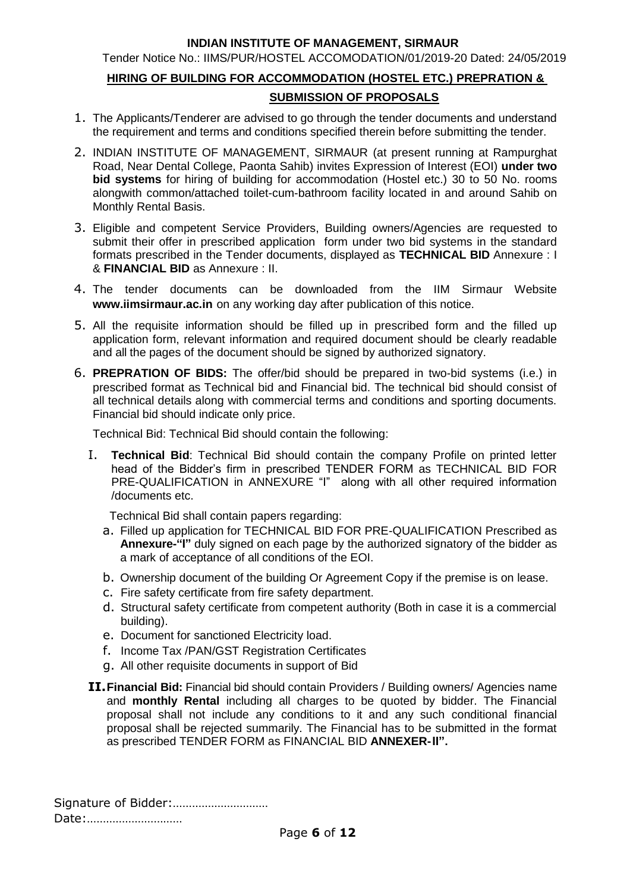**INDIAN INSTITUTE OF MANAGEMENT, SIRMAUR**

Tender Notice No.: IIMS/PUR/HOSTEL ACCOMODATION/01/2019-20 Dated: 24/05/2019

## HIRING OF BUILDING FOR ACCOMMODATION (HOSTEL ETC.) PREPRATION & SUBMISSION OF PROPOSALS

1. The Applicants/Tenderer are advised to go through the tender documents and understand the requirement and terms and conditions specified therein before submitting the tender.
2. INDIAN INSTITUTE OF MANAGEMENT, SIRMAUR (at present running at Rampurghat Road, Near Dental College, Paonta Sahib) invites Expression of Interest (EOI) **under two bid systems** for hiring of building for accommodation (Hostel etc.) 30 to 50 No. rooms alongwith common/attached toilet-cum-bathroom facility located in and around Sahib on Monthly Rental Basis.
3. Eligible and competent Service Providers, Building owners/Agencies are requested to submit their offer in prescribed application form under two bid systems in the standard formats prescribed in the Tender documents, displayed as **TECHNICAL BID** Annexure : I & **FINANCIAL BID** as Annexure : II.
4. The tender documents can be downloaded from the IIM Sirmaur Website **www.iimsirmaur.ac.in** on any working day after publication of this notice.
5. All the requisite information should be filled up in prescribed form and the filled up application form, relevant information and required document should be clearly readable and all the pages of the document should be signed by authorized signatory.
6. **PREPRATION OF BIDS:** The offer/bid should be prepared in two-bid systems (i.e.) in prescribed format as Technical bid and Financial bid. The technical bid should consist of all technical details along with commercial terms and conditions and sporting documents. Financial bid should indicate only price.

   Technical Bid: Technical Bid should contain the following:

   I. **Technical Bid**: Technical Bid should contain the company Profile on printed letter head of the Bidder's firm in prescribed TENDER FORM as TECHNICAL BID FOR PRE-QUALIFICATION in ANNEXURE "I" along with all other required information /documents etc.

      Technical Bid shall contain papers regarding:

      a. Filled up application for TECHNICAL BID FOR PRE-QUALIFICATION Prescribed as **Annexure-"I"** duly signed on each page by the authorized signatory of the bidder as a mark of acceptance of all conditions of the EOI.
      b. Ownership document of the building Or Agreement Copy if the premise is on lease.
      c. Fire safety certificate from fire safety department.
      d. Structural safety certificate from competent authority (Both in case it is a commercial building).
      e. Document for sanctioned Electricity load.
      f. Income Tax /PAN/GST Registration Certificates
      g. All other requisite documents in support of Bid

   **II. Financial Bid:** Financial bid should contain Providers / Building owners/ Agencies name and **monthly Rental** including all charges to be quoted by bidder. The Financial proposal shall not include any conditions to it and any such conditional financial proposal shall be rejected summarily. The Financial has to be submitted in the format as prescribed TENDER FORM as FINANCIAL BID **ANNEXER-II".**

Signature of Bidder:.............................

Date:.............................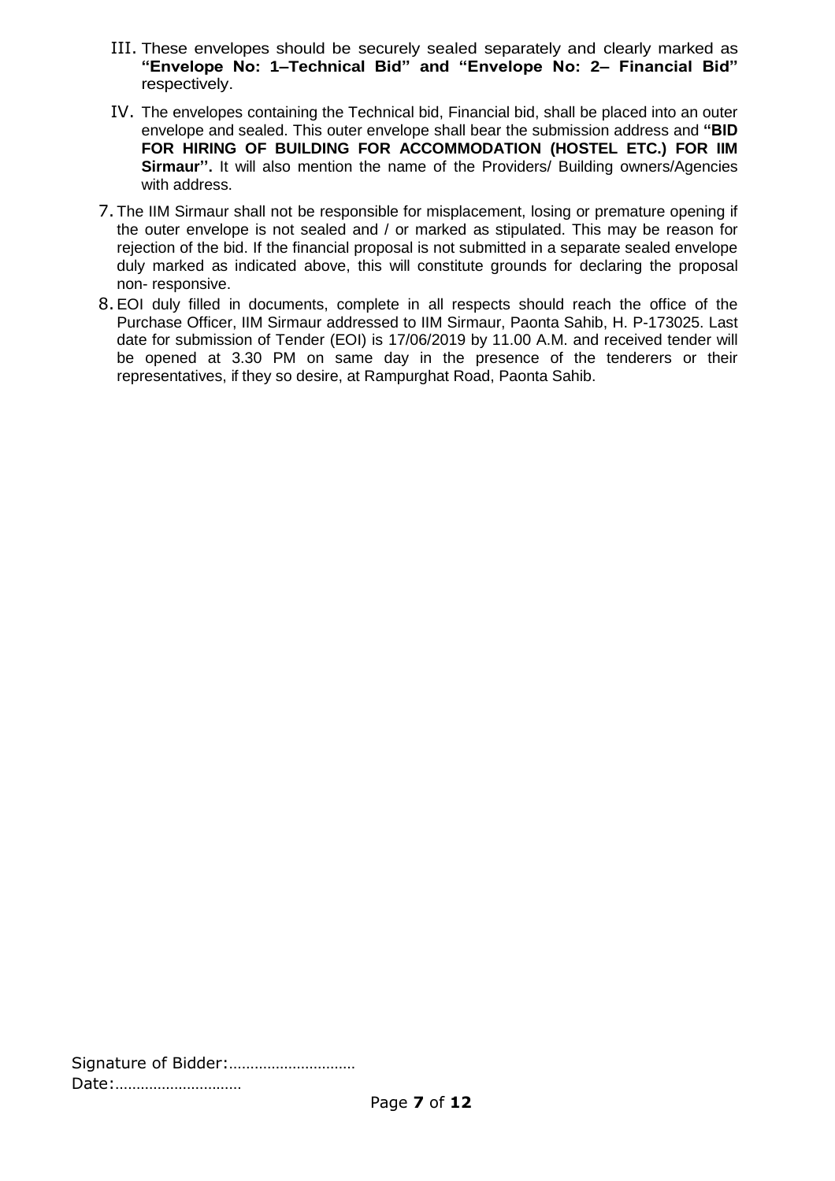III. These envelopes should be securely sealed separately and clearly marked as **"Envelope No: 1–Technical Bid" and "Envelope No: 2– Financial Bid"** respectively.

IV. The envelopes containing the Technical bid, Financial bid, shall be placed into an outer envelope and sealed. This outer envelope shall bear the submission address and **"BID FOR HIRING OF BUILDING FOR ACCOMMODATION (HOSTEL ETC.) FOR IIM Sirmaur''.** It will also mention the name of the Providers/ Building owners/Agencies with address.

7. The IIM Sirmaur shall not be responsible for misplacement, losing or premature opening if the outer envelope is not sealed and / or marked as stipulated. This may be reason for rejection of the bid. If the financial proposal is not submitted in a separate sealed envelope duly marked as indicated above, this will constitute grounds for declaring the proposal non- responsive.

8. EOI duly filled in documents, complete in all respects should reach the office of the Purchase Officer, IIM Sirmaur addressed to IIM Sirmaur, Paonta Sahib, H. P-173025. Last date for submission of Tender (EOI) is 17/06/2019 by 11.00 A.M. and received tender will be opened at 3.30 PM on same day in the presence of the tenderers or their representatives, if they so desire, at Rampurghat Road, Paonta Sahib.

Signature of Bidder:...........................
Date:...........................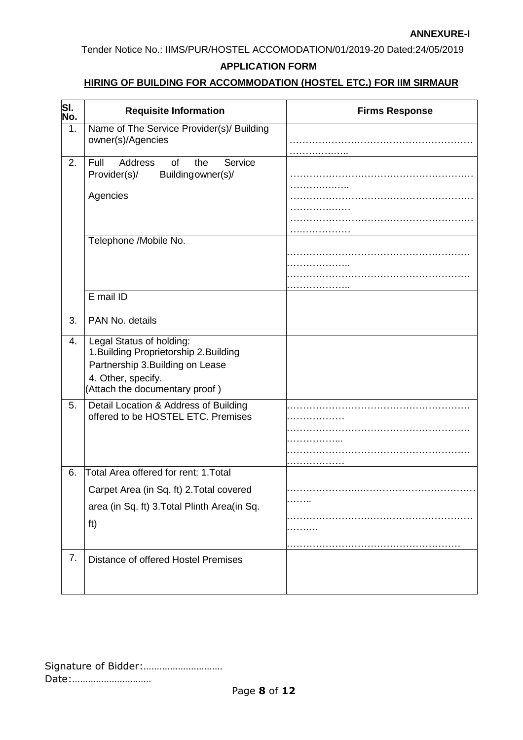**ANNEXURE-I**

Tender Notice No.: IIMS/PUR/HOSTEL ACCOMODATION/01/2019-20 Dated:24/05/2019

**APPLICATION FORM**

**HIRING OF BUILDING FOR ACCOMMODATION (HOSTEL ETC.) FOR IIM SIRMAUR**

| Sl. No. | Requisite Information | Firms Response |
|---|---|---|
| 1. | Name of The Service Provider(s)/ Building owner(s)/Agencies | ……………………………………………………………… |
| 2. | Full Address of the Service Provider(s)/ Building owner(s)/ Agencies | ……………………………………………………………… ……………………………………………………………… ……………………………………………………………… |
| | Telephone /Mobile No. | ……………………………………………………………… ……………………………………………………………… |
| | E mail ID | |
| 3. | PAN No. details | |
| 4. | Legal Status of holding: 1.Building Proprietorship 2.Building Partnership 3.Building on Lease 4. Other, specify. (Attach the documentary proof ) | |
| 5. | Detail Location & Address of Building offered to be HOSTEL ETC. Premises | ……………………………………………………………… ……………………………………………………………… ……………………………………………………………… |
| 6. | Total Area offered for rent: 1.Total Carpet Area (in Sq. ft) 2.Total covered area (in Sq. ft) 3.Total Plinth Area(in Sq. ft) | …………………………………………………………… …………………………………………………………… …………………………………………………… |
| 7. | Distance of offered Hostel Premises | |

Signature of Bidder:………………………..
Date:………………………..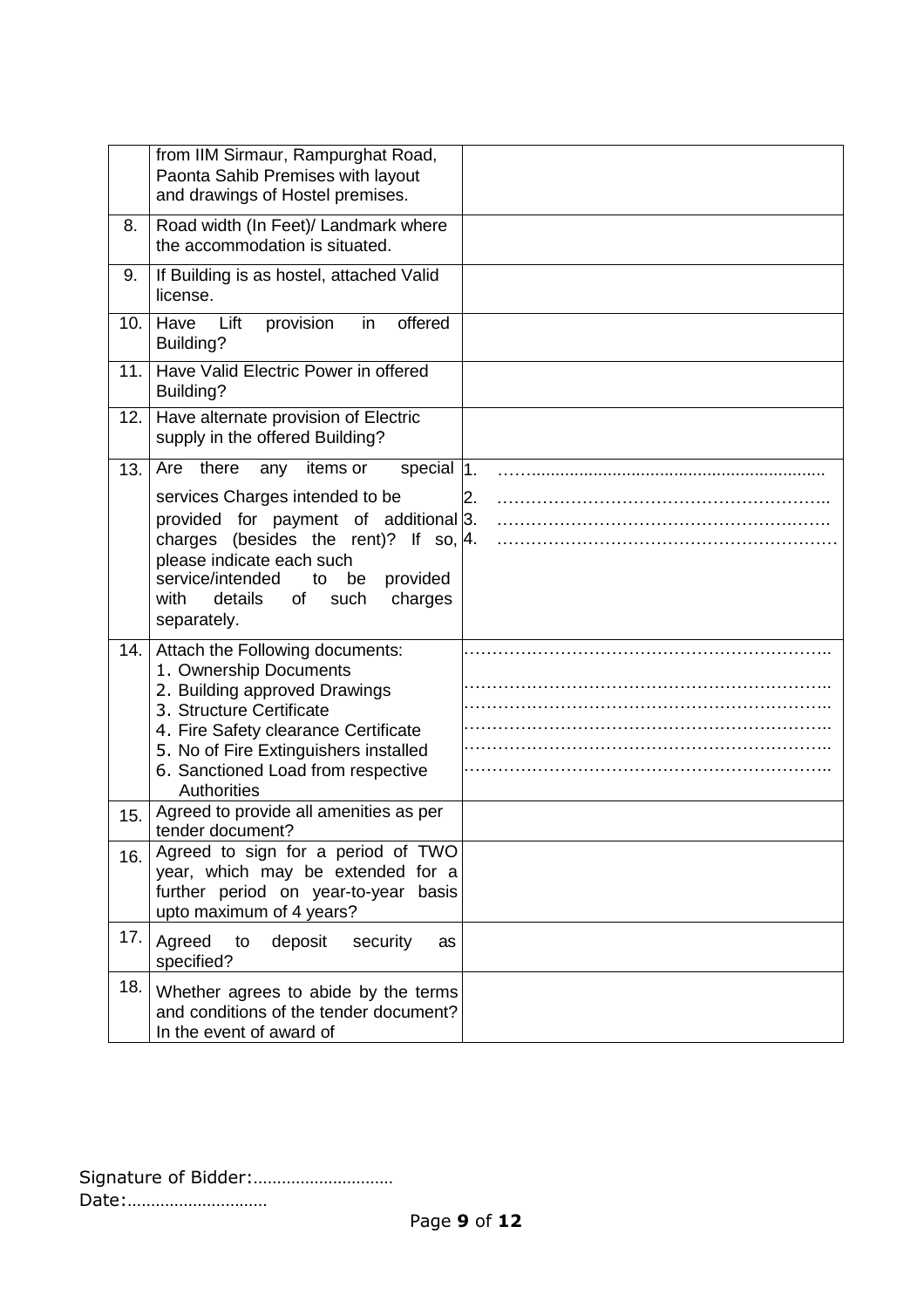| | | |
|---|---|---|
| | from IIM Sirmaur, Rampurghat Road, Paonta Sahib Premises with layout and drawings of Hostel premises. | |
| 8. | Road width (In Feet)/ Landmark where the accommodation is situated. | |
| 9. | If Building is as hostel, attached Valid license. | |
| 10. | Have Lift provision in offered Building? | |
| 11. | Have Valid Electric Power in offered Building? | |
| 12. | Have alternate provision of Electric supply in the offered Building? | |
| 13. | Are there any items or special services Charges intended to be provided for payment of additional charges (besides the rent)? If so, please indicate each such service/intended to be provided with details of such charges separately. | 1. …………………………………………………<br>2. …………………………………………………<br>3. …………………………………………………<br>4. ………………………………………………… |
| 14. | Attach the Following documents:<br>1. Ownership Documents<br>2. Building approved Drawings<br>3. Structure Certificate<br>4. Fire Safety clearance Certificate<br>5. No of Fire Extinguishers installed<br>6. Sanctioned Load from respective Authorities | ……………………………………………………<br>……………………………………………………<br>……………………………………………………<br>……………………………………………………<br>……………………………………………………<br>…………………………………………………… |
| 15. | Agreed to provide all amenities as per tender document? | |
| 16. | Agreed to sign for a period of TWO year, which may be extended for a further period on year-to-year basis upto maximum of 4 years? | |
| 17. | Agreed to deposit security as specified? | |
| 18. | Whether agrees to abide by the terms and conditions of the tender document? In the event of award of | |

Signature of Bidder:…………………………

Date:…………………………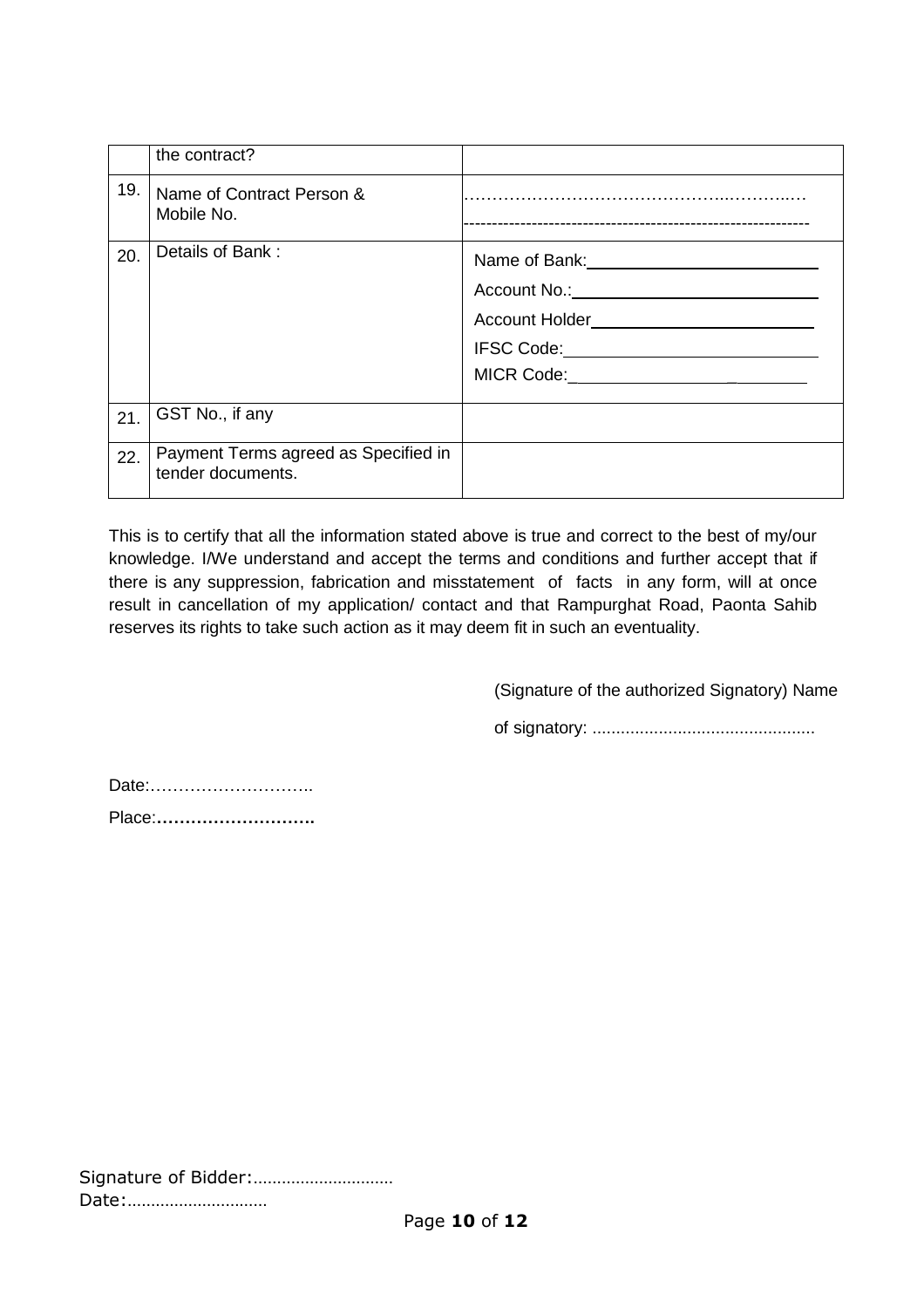| | | |
|---|---|---|
| | the contract? | |
| 19. | Name of Contract Person & Mobile No. | ………………………………………..………..…<br>----------------------------------------------------------- |
| 20. | Details of Bank : | Name of Bank:________________________<br>Account No.:_________________________<br>Account Holder______________________<br>IFSC Code:__________________________<br>MICR Code:_______________________ |
| 21. | GST No., if any | |
| 22. | Payment Terms agreed as Specified in tender documents. | |

This is to certify that all the information stated above is true and correct to the best of my/our knowledge. I/We understand and accept the terms and conditions and further accept that if there is any suppression, fabrication and misstatement of facts in any form, will at once result in cancellation of my application/ contact and that Rampurghat Road, Paonta Sahib reserves its rights to take such action as it may deem fit in such an eventuality.

(Signature of the authorized Signatory) Name

of signatory: ...............................................

Date:………………………..

Place:……………………….

Signature of Bidder:.............................
Date:.............................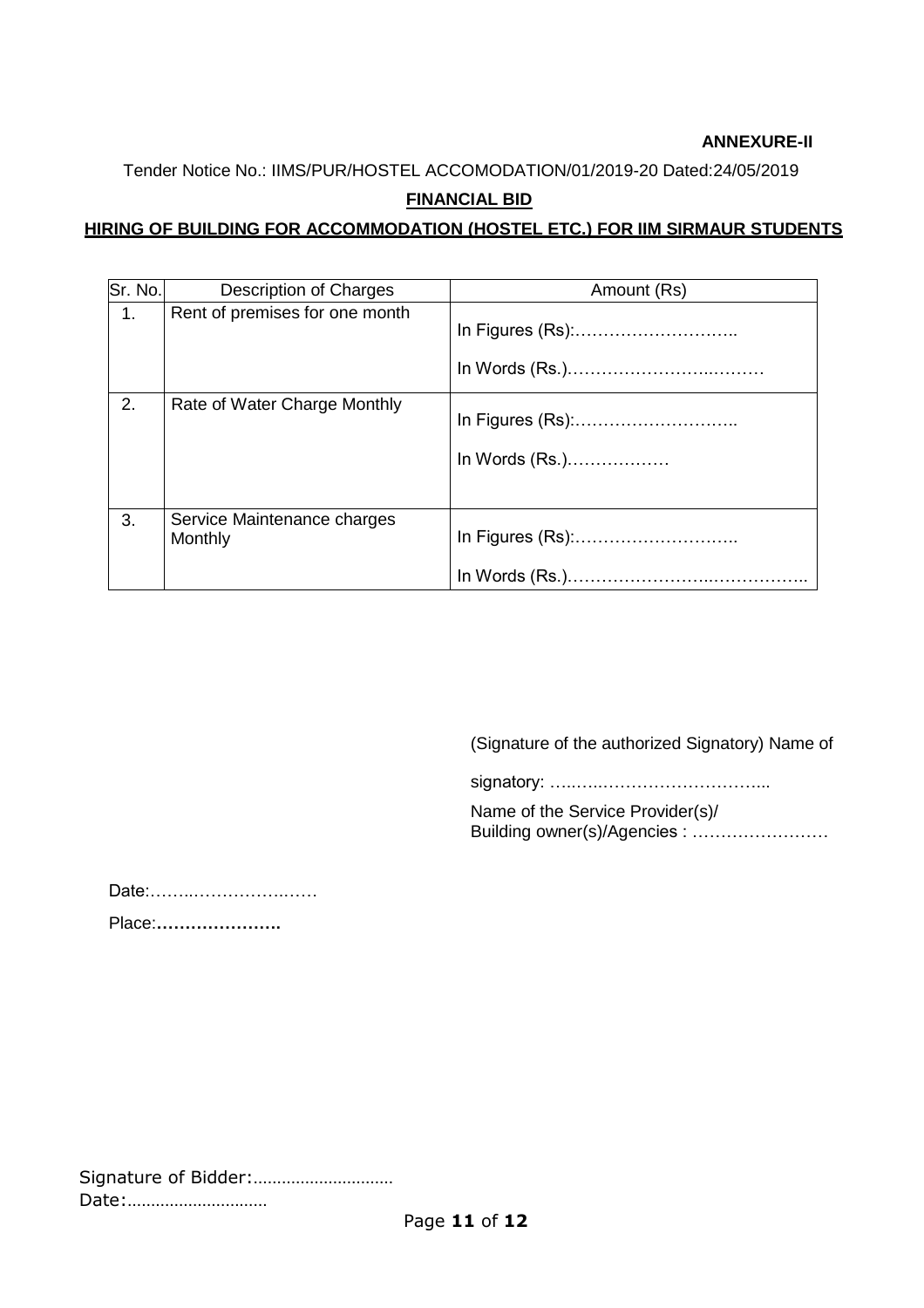**ANNEXURE-II**

Tender Notice No.: IIMS/PUR/HOSTEL ACCOMODATION/01/2019-20 Dated:24/05/2019

**FINANCIAL BID**

**HIRING OF BUILDING FOR ACCOMMODATION (HOSTEL ETC.) FOR IIM SIRMAUR STUDENTS**

| Sr. No. | Description of Charges | Amount (Rs) |
|---|---|---|
| 1. | Rent of premises for one month | In Figures (Rs):……………………….. <br> In Words (Rs.)……………………..……… |
| 2. | Rate of Water Charge Monthly | In Figures (Rs):……………………….. <br> In Words (Rs.)……………… |
| 3. | Service Maintenance charges Monthly | In Figures (Rs):……………………….. <br> In Words (Rs.)…………………..…………….. |

(Signature of the authorized Signatory) Name of

signatory: …..…..………………………...

Name of the Service Provider(s)/
Building owner(s)/Agencies : ……………………

Date:……..…………….……

Place:**………………….**

Signature of Bidder:.............................
Date:.............................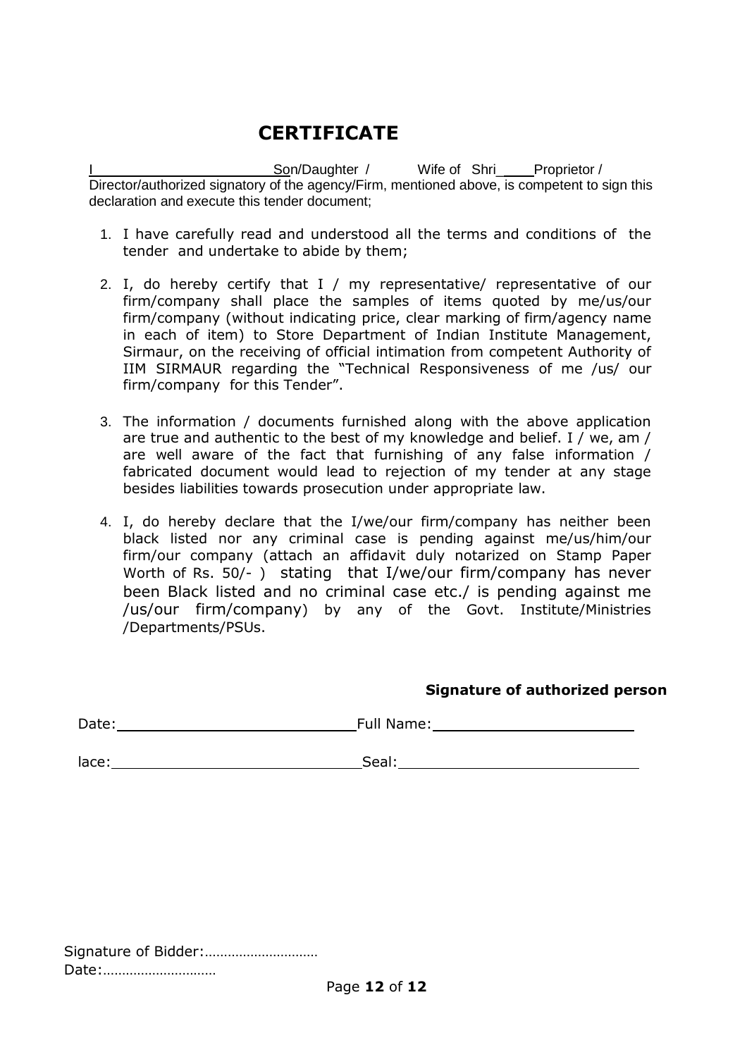# CERTIFICATE

I \_\_\_\_\_\_\_\_\_\_\_\_\_\_\_\_\_\_\_\_\_\_\_\_ Son/Daughter / Wife of Shri \_\_\_\_ Proprietor / Director/authorized signatory of the agency/Firm, mentioned above, is competent to sign this declaration and execute this tender document;

1. I have carefully read and understood all the terms and conditions of the tender and undertake to abide by them;

2. I, do hereby certify that I / my representative/ representative of our firm/company shall place the samples of items quoted by me/us/our firm/company (without indicating price, clear marking of firm/agency name in each of item) to Store Department of Indian Institute Management, Sirmaur, on the receiving of official intimation from competent Authority of IIM SIRMAUR regarding the "Technical Responsiveness of me /us/ our firm/company for this Tender".

3. The information / documents furnished along with the above application are true and authentic to the best of my knowledge and belief. I / we, am / are well aware of the fact that furnishing of any false information / fabricated document would lead to rejection of my tender at any stage besides liabilities towards prosecution under appropriate law.

4. I, do hereby declare that the I/we/our firm/company has neither been black listed nor any criminal case is pending against me/us/him/our firm/our company (attach an affidavit duly notarized on Stamp Paper Worth of Rs. 50/- ) stating that I/we/our firm/company has never been Black listed and no criminal case etc./ is pending against me /us/our firm/company) by any of the Govt. Institute/Ministries /Departments/PSUs.

**Signature of authorized person**

Date:\_\_\_\_\_\_\_\_\_\_\_\_\_\_\_\_\_\_\_\_\_\_\_\_\_\_\_\_ Full Name:\_\_\_\_\_\_\_\_\_\_\_\_\_\_\_\_\_\_\_\_\_\_\_\_

lace:\_\_\_\_\_\_\_\_\_\_\_\_\_\_\_\_\_\_\_\_\_\_\_\_\_\_\_\_\_\_ Seal:\_\_\_\_\_\_\_\_\_\_\_\_\_\_\_\_\_\_\_\_\_\_\_\_\_\_\_\_\_

Signature of Bidder:…………………………
Date:…………………………